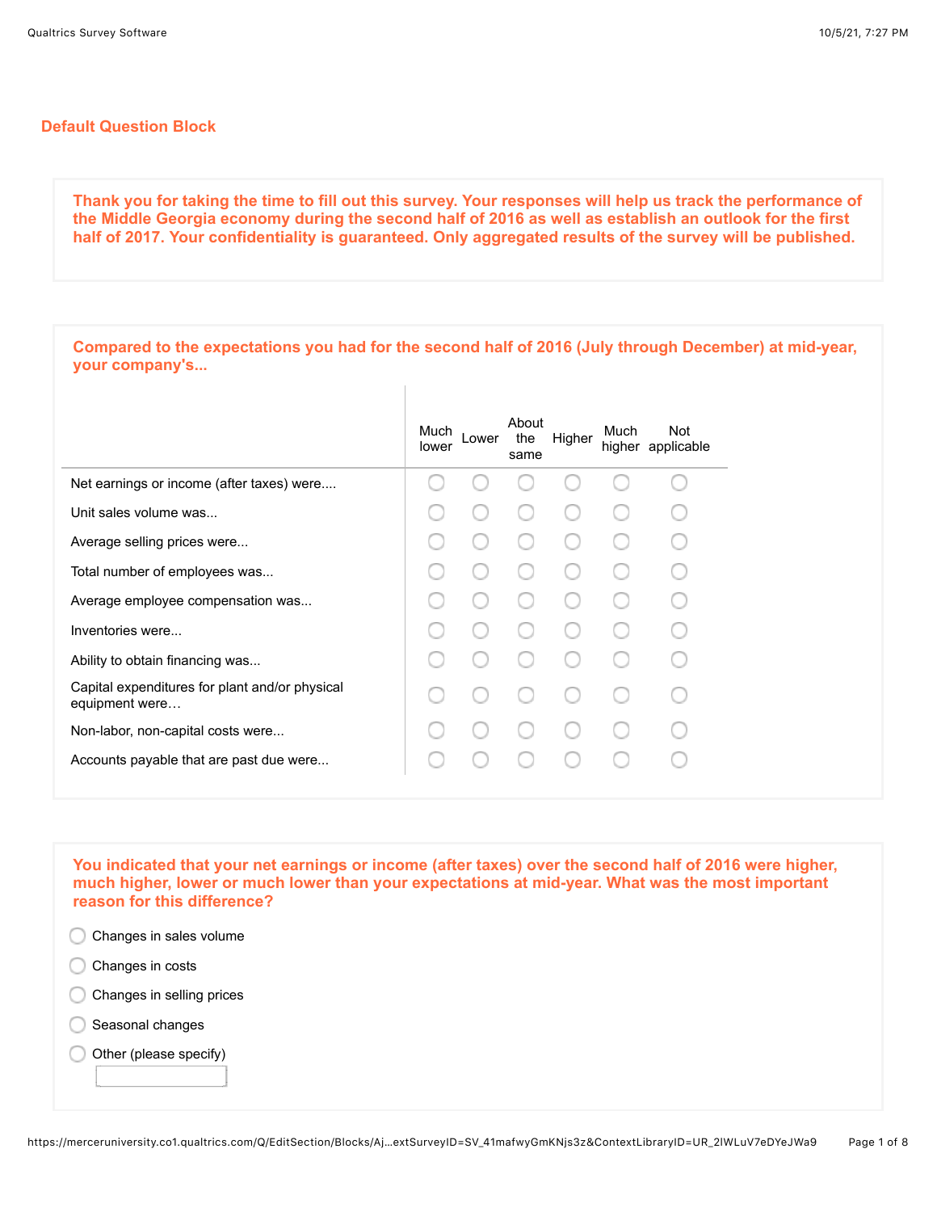## Default Question Block

**Thank you for taking the time to fill out this survey. Your responses will help us track the performance of the Middle Georgia economy during the second half of 2016 as well as establish an outlook for the first half of 2017. Your confidentiality is guaranteed. Only aggregated results of the survey will be published.**

**Compared to the expectations you had for the second half of 2016 (July through December) at mid-year, your company's...**

| | Much lower | Lower | About the same | Higher | Much higher | Not applicable |
|---|---|---|---|---|---|---|
| Net earnings or income (after taxes) were.... | ○ | ○ | ○ | ○ | ○ | ○ |
| Unit sales volume was... | ○ | ○ | ○ | ○ | ○ | ○ |
| Average selling prices were... | ○ | ○ | ○ | ○ | ○ | ○ |
| Total number of employees was... | ○ | ○ | ○ | ○ | ○ | ○ |
| Average employee compensation was... | ○ | ○ | ○ | ○ | ○ | ○ |
| Inventories were... | ○ | ○ | ○ | ○ | ○ | ○ |
| Ability to obtain financing was... | ○ | ○ | ○ | ○ | ○ | ○ |
| Capital expenditures for plant and/or physical equipment were… | ○ | ○ | ○ | ○ | ○ | ○ |
| Non-labor, non-capital costs were... | ○ | ○ | ○ | ○ | ○ | ○ |
| Accounts payable that are past due were... | ○ | ○ | ○ | ○ | ○ | ○ |

**You indicated that your net earnings or income (after taxes) over the second half of 2016 were higher, much higher, lower or much lower than your expectations at mid-year. What was the most important reason for this difference?**

- ○ Changes in sales volume
- ○ Changes in costs
- ○ Changes in selling prices
- ○ Seasonal changes
- ○ Other (please specify) \_\_\_\_\_\_\_\_\_\_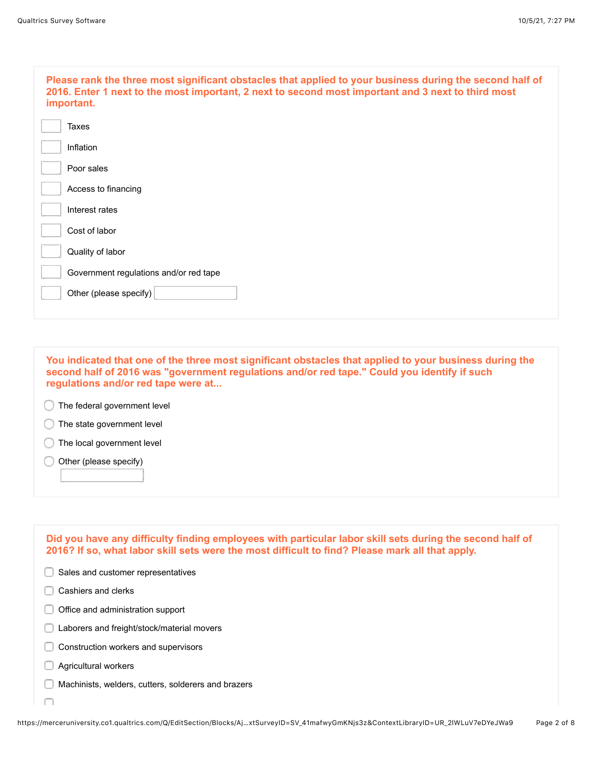**Please rank the three most significant obstacles that applied to your business during the second half of 2016. Enter 1 next to the most important, 2 next to second most important and 3 next to third most important.**

- [ ] Taxes
- [ ] Inflation
- [ ] Poor sales
- [ ] Access to financing
- [ ] Interest rates
- [ ] Cost of labor
- [ ] Quality of labor
- [ ] Government regulations and/or red tape
- [ ] Other (please specify) ________

**You indicated that one of the three most significant obstacles that applied to your business during the second half of 2016 was "government regulations and/or red tape." Could you identify if such regulations and/or red tape were at...**

- ( ) The federal government level
- ( ) The state government level
- ( ) The local government level
- ( ) Other (please specify) ________

**Did you have any difficulty finding employees with particular labor skill sets during the second half of 2016? If so, what labor skill sets were the most difficult to find? Please mark all that apply.**

- [ ] Sales and customer representatives
- [ ] Cashiers and clerks
- [ ] Office and administration support
- [ ] Laborers and freight/stock/material movers
- [ ] Construction workers and supervisors
- [ ] Agricultural workers
- [ ] Machinists, welders, cutters, solderers and brazers
- [ ]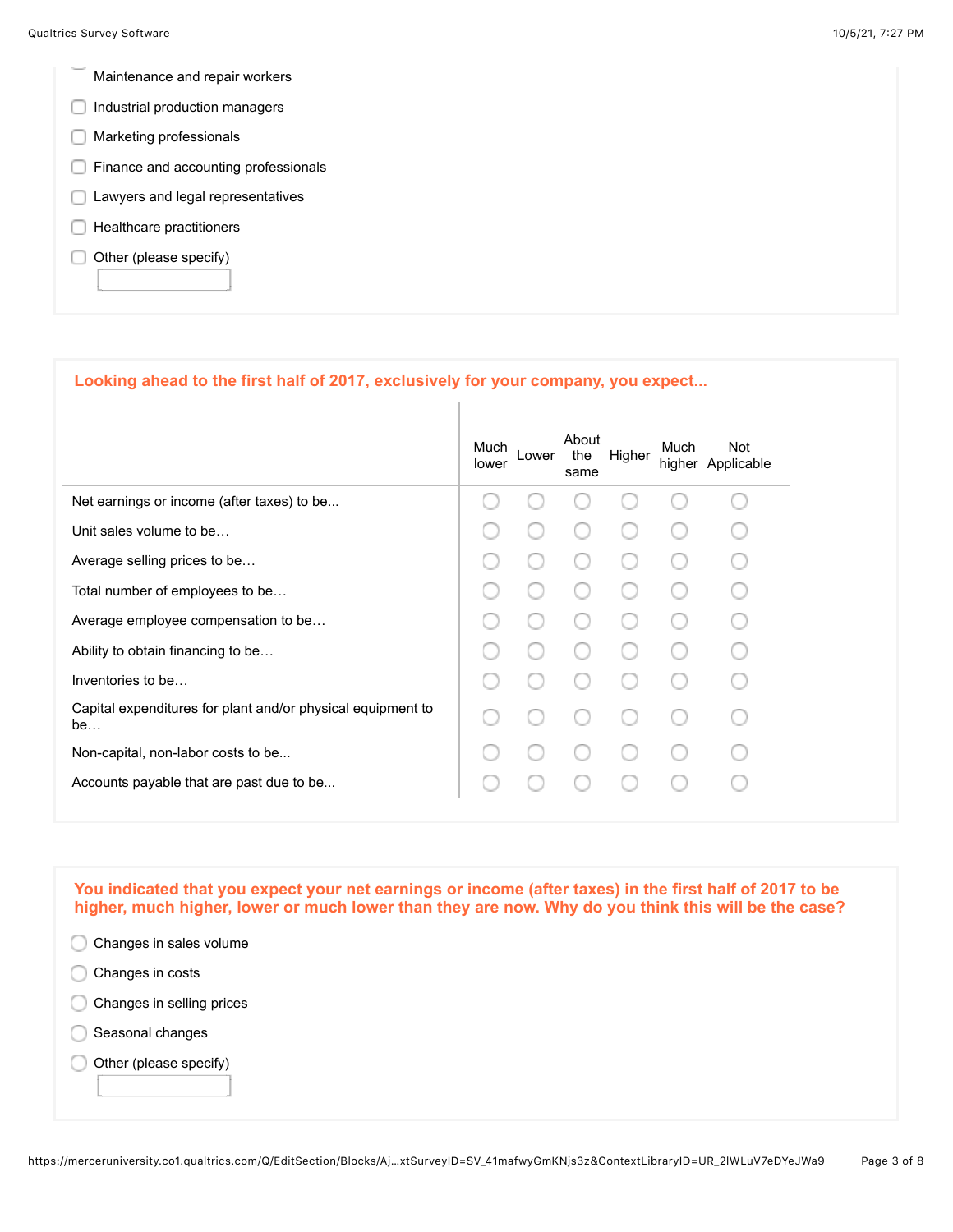- [ ] Maintenance and repair workers
- [ ] Industrial production managers
- [ ] Marketing professionals
- [ ] Finance and accounting professionals
- [ ] Lawyers and legal representatives
- [ ] Healthcare practitioners
- [ ] Other (please specify) \_\_\_\_\_\_\_\_\_\_

**Looking ahead to the first half of 2017, exclusively for your company, you expect...**

| | Much lower | Lower | About the same | Higher | Much higher | Not Applicable |
|---|---|---|---|---|---|---|
| Net earnings or income (after taxes) to be... | ○ | ○ | ○ | ○ | ○ | ○ |
| Unit sales volume to be… | ○ | ○ | ○ | ○ | ○ | ○ |
| Average selling prices to be… | ○ | ○ | ○ | ○ | ○ | ○ |
| Total number of employees to be… | ○ | ○ | ○ | ○ | ○ | ○ |
| Average employee compensation to be… | ○ | ○ | ○ | ○ | ○ | ○ |
| Ability to obtain financing to be… | ○ | ○ | ○ | ○ | ○ | ○ |
| Inventories to be… | ○ | ○ | ○ | ○ | ○ | ○ |
| Capital expenditures for plant and/or physical equipment to be… | ○ | ○ | ○ | ○ | ○ | ○ |
| Non-capital, non-labor costs to be... | ○ | ○ | ○ | ○ | ○ | ○ |
| Accounts payable that are past due to be... | ○ | ○ | ○ | ○ | ○ | ○ |

**You indicated that you expect your net earnings or income (after taxes) in the first half of 2017 to be higher, much higher, lower or much lower than they are now. Why do you think this will be the case?**

- ○ Changes in sales volume
- ○ Changes in costs
- ○ Changes in selling prices
- ○ Seasonal changes
- ○ Other (please specify) \_\_\_\_\_\_\_\_\_\_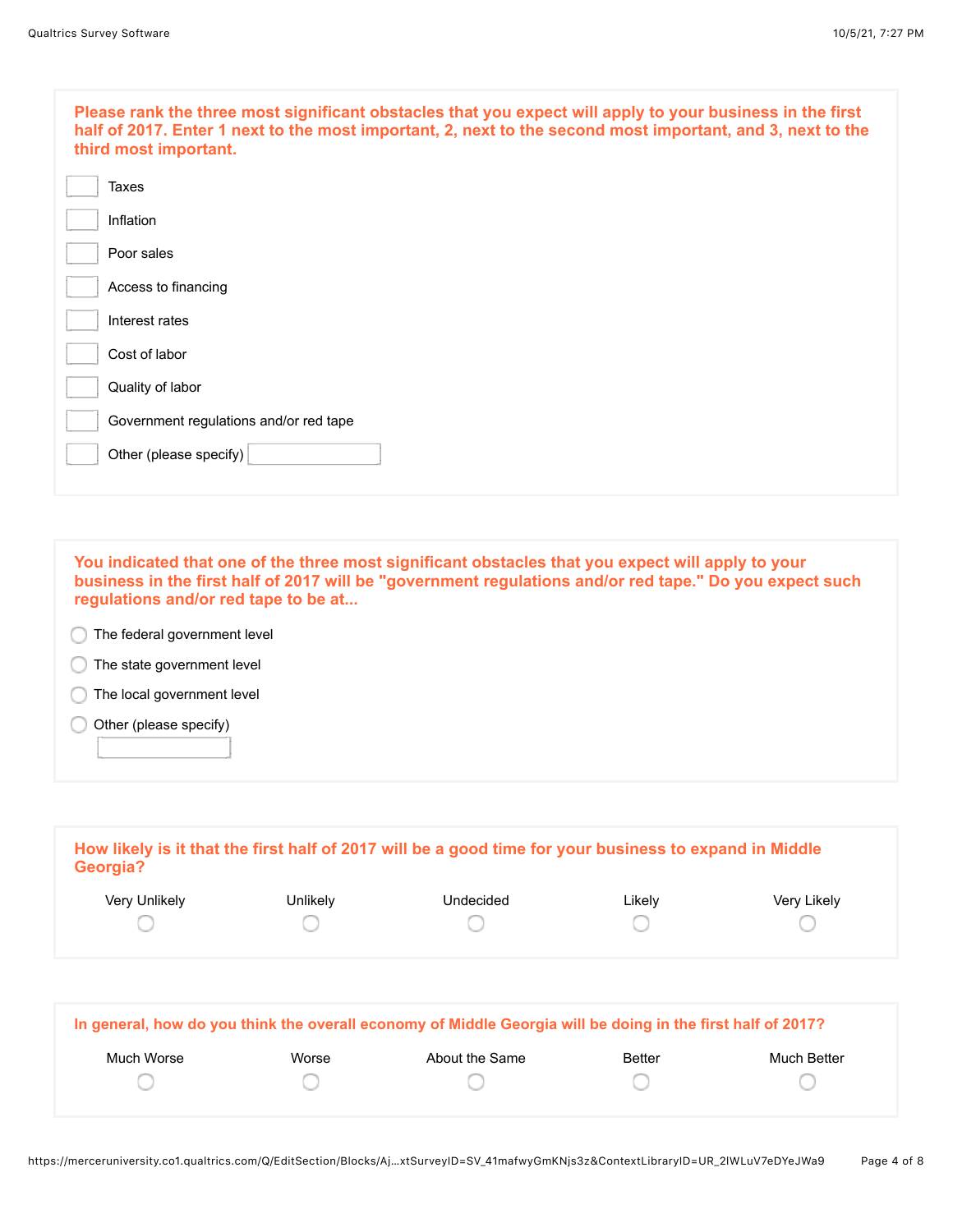**Please rank the three most significant obstacles that you expect will apply to your business in the first half of 2017. Enter 1 next to the most important, 2, next to the second most important, and 3, next to the third most important.**

- [ ] Taxes
- [ ] Inflation
- [ ] Poor sales
- [ ] Access to financing
- [ ] Interest rates
- [ ] Cost of labor
- [ ] Quality of labor
- [ ] Government regulations and/or red tape
- [ ] Other (please specify) ______

**You indicated that one of the three most significant obstacles that you expect will apply to your business in the first half of 2017 will be "government regulations and/or red tape." Do you expect such regulations and/or red tape to be at...**

- ○ The federal government level
- ○ The state government level
- ○ The local government level
- ○ Other (please specify) ______

**How likely is it that the first half of 2017 will be a good time for your business to expand in Middle Georgia?**

| Very Unlikely | Unlikely | Undecided | Likely | Very Likely |
|---|---|---|---|---|
| ○ | ○ | ○ | ○ | ○ |

**In general, how do you think the overall economy of Middle Georgia will be doing in the first half of 2017?**

| Much Worse | Worse | About the Same | Better | Much Better |
|---|---|---|---|---|
| ○ | ○ | ○ | ○ | ○ |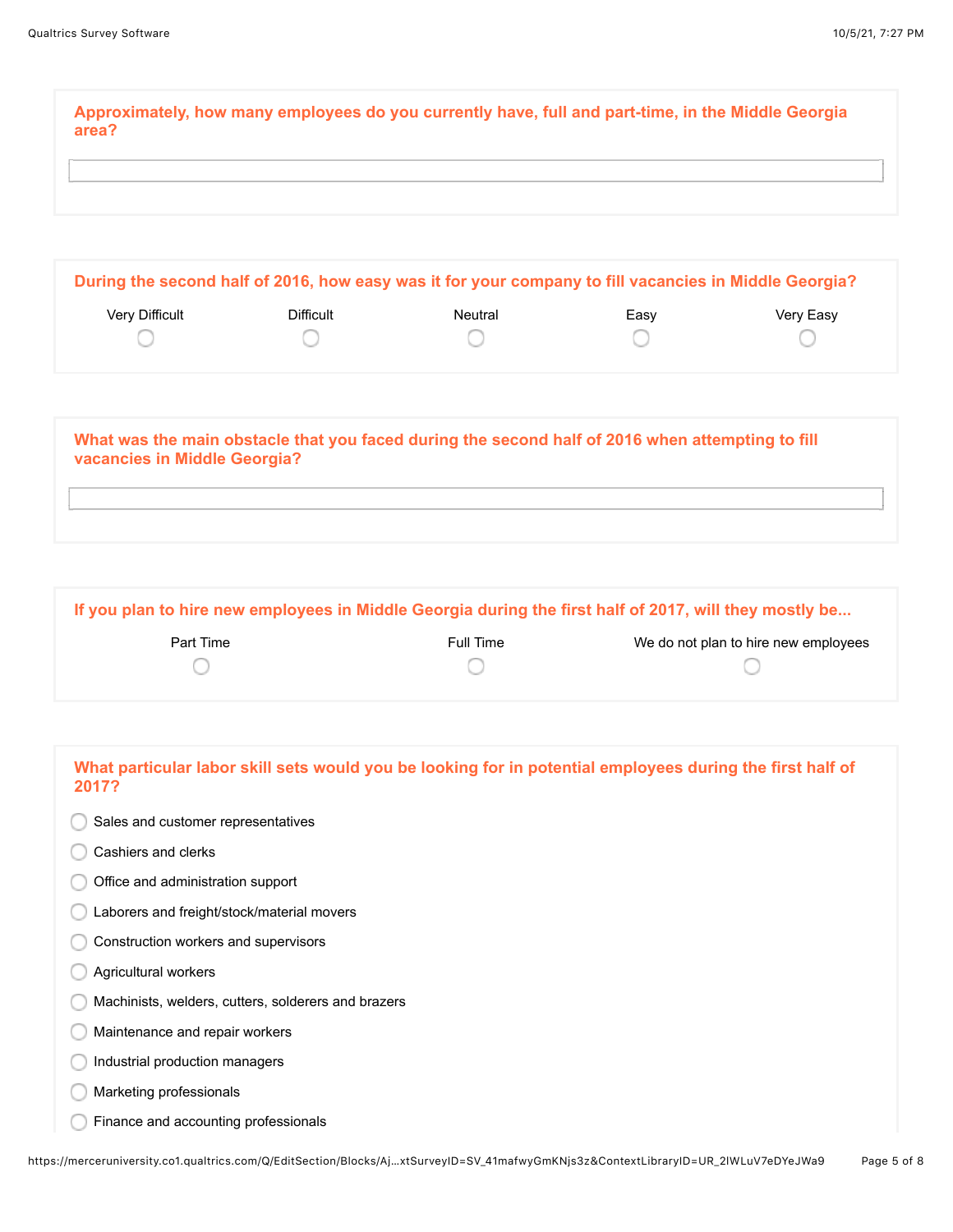**Approximately, how many employees do you currently have, full and part-time, in the Middle Georgia area?**

\_\_\_\_\_\_\_\_\_\_\_\_\_\_\_\_\_\_\_\_

**During the second half of 2016, how easy was it for your company to fill vacancies in Middle Georgia?**

| Very Difficult | Difficult | Neutral | Easy | Very Easy |
|---|---|---|---|---|
| ○ | ○ | ○ | ○ | ○ |

**What was the main obstacle that you faced during the second half of 2016 when attempting to fill vacancies in Middle Georgia?**

\_\_\_\_\_\_\_\_\_\_\_\_\_\_\_\_\_\_\_\_

**If you plan to hire new employees in Middle Georgia during the first half of 2017, will they mostly be...**

| Part Time | Full Time | We do not plan to hire new employees |
|---|---|---|
| ○ | ○ | ○ |

**What particular labor skill sets would you be looking for in potential employees during the first half of 2017?**

- ○ Sales and customer representatives
- ○ Cashiers and clerks
- ○ Office and administration support
- ○ Laborers and freight/stock/material movers
- ○ Construction workers and supervisors
- ○ Agricultural workers
- ○ Machinists, welders, cutters, solderers and brazers
- ○ Maintenance and repair workers
- ○ Industrial production managers
- ○ Marketing professionals
- ○ Finance and accounting professionals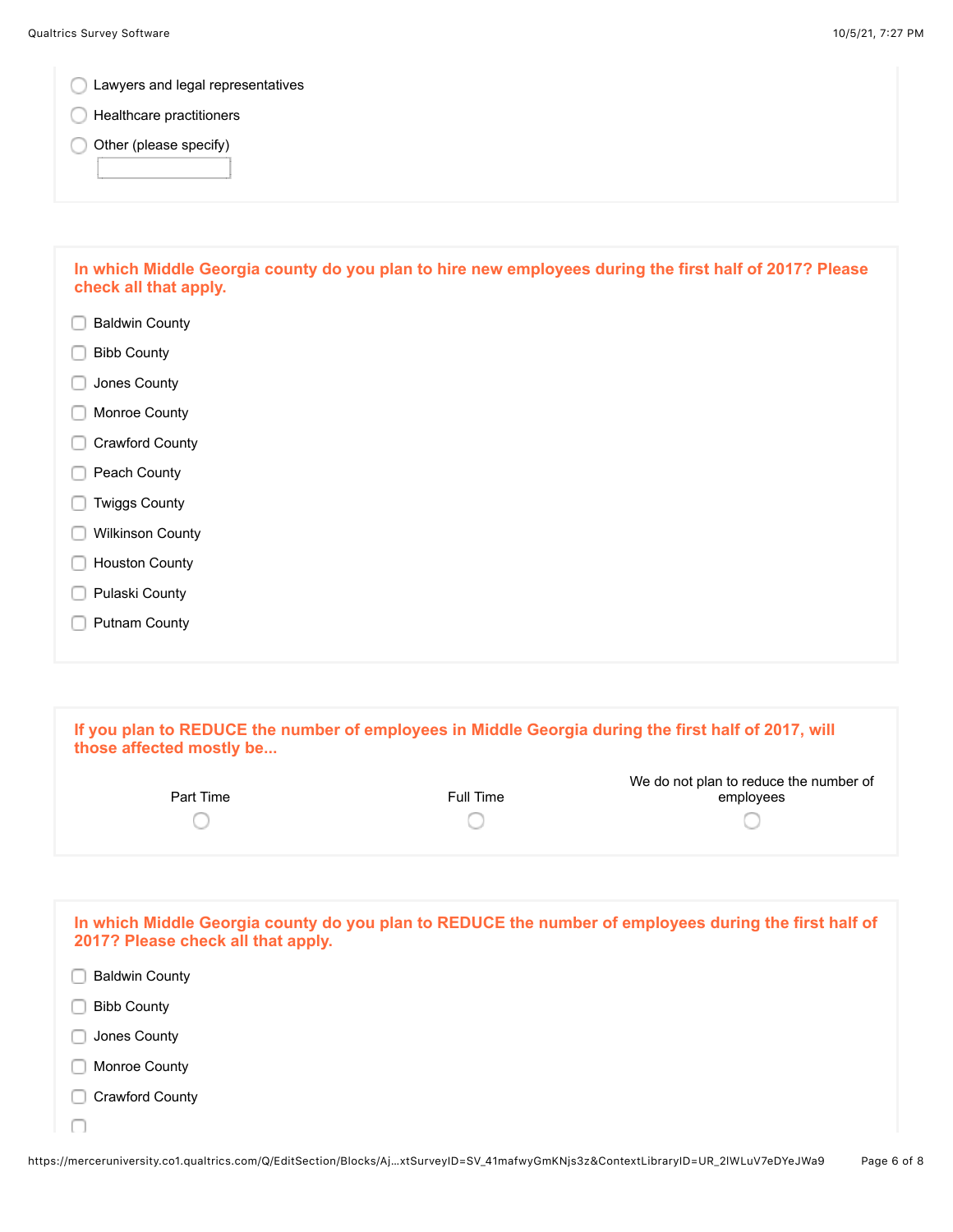- Lawyers and legal representatives
- Healthcare practitioners
- Other (please specify)

**In which Middle Georgia county do you plan to hire new employees during the first half of 2017? Please check all that apply.**

- Baldwin County
- Bibb County
- Jones County
- Monroe County
- Crawford County
- Peach County
- Twiggs County
- Wilkinson County
- Houston County
- Pulaski County
- Putnam County

**If you plan to REDUCE the number of employees in Middle Georgia during the first half of 2017, will those affected mostly be...**

| Part Time | Full Time | We do not plan to reduce the number of employees |
|---|---|---|
| ○ | ○ | ○ |

**In which Middle Georgia county do you plan to REDUCE the number of employees during the first half of 2017? Please check all that apply.**

- Baldwin County
- Bibb County
- Jones County
- Monroe County
- Crawford County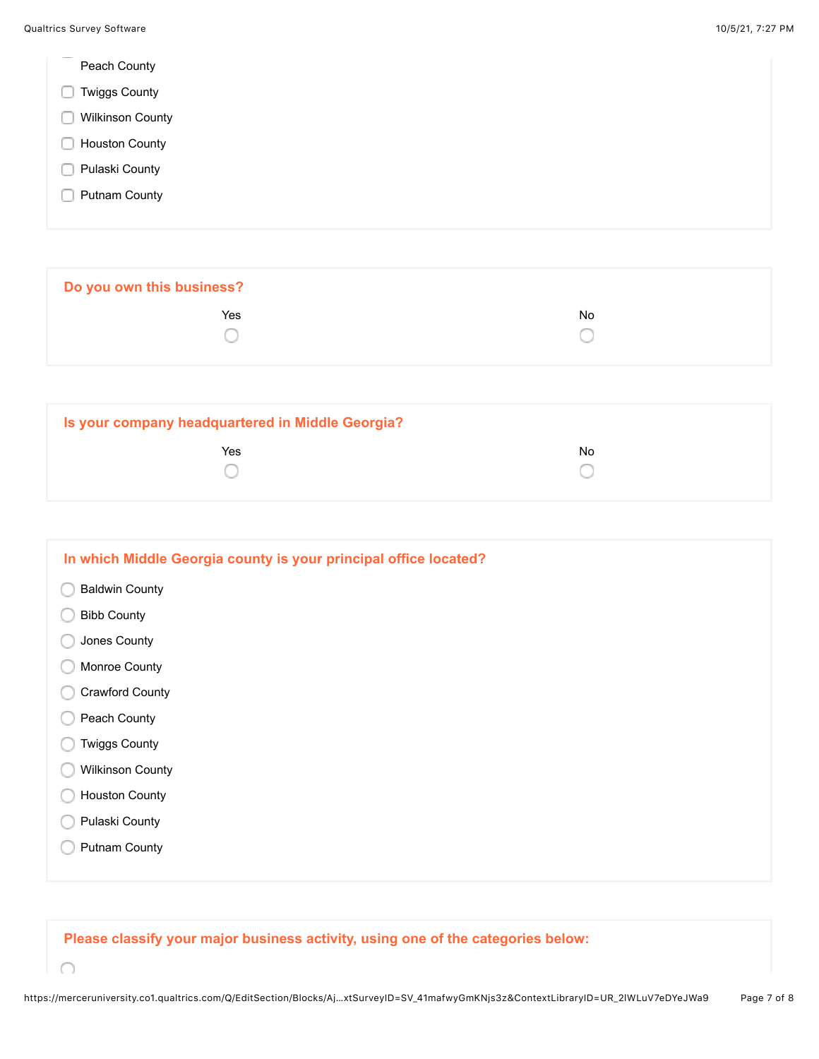- [ ] Peach County
- [ ] Twiggs County
- [ ] Wilkinson County
- [ ] Houston County
- [ ] Pulaski County
- [ ] Putnam County

**Do you own this business?**

| Yes | No |
|---|---|
| ○ | ○ |

**Is your company headquartered in Middle Georgia?**

| Yes | No |
|---|---|
| ○ | ○ |

**In which Middle Georgia county is your principal office located?**

- ○ Baldwin County
- ○ Bibb County
- ○ Jones County
- ○ Monroe County
- ○ Crawford County
- ○ Peach County
- ○ Twiggs County
- ○ Wilkinson County
- ○ Houston County
- ○ Pulaski County
- ○ Putnam County

**Please classify your major business activity, using one of the categories below:**

- ○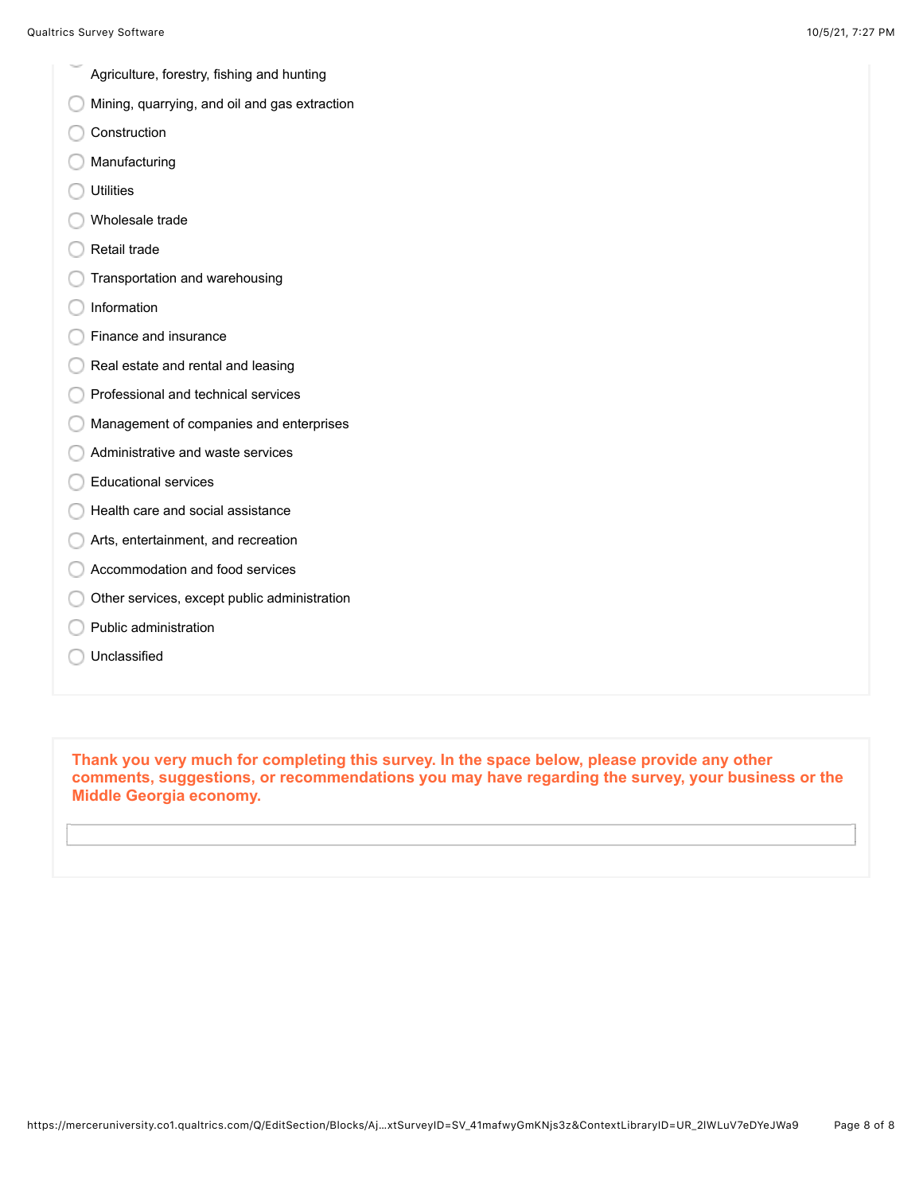- Agriculture, forestry, fishing and hunting
- Mining, quarrying, and oil and gas extraction
- Construction
- Manufacturing
- Utilities
- Wholesale trade
- Retail trade
- Transportation and warehousing
- Information
- Finance and insurance
- Real estate and rental and leasing
- Professional and technical services
- Management of companies and enterprises
- Administrative and waste services
- Educational services
- Health care and social assistance
- Arts, entertainment, and recreation
- Accommodation and food services
- Other services, except public administration
- Public administration
- Unclassified

**Thank you very much for completing this survey. In the space below, please provide any other comments, suggestions, or recommendations you may have regarding the survey, your business or the Middle Georgia economy.**